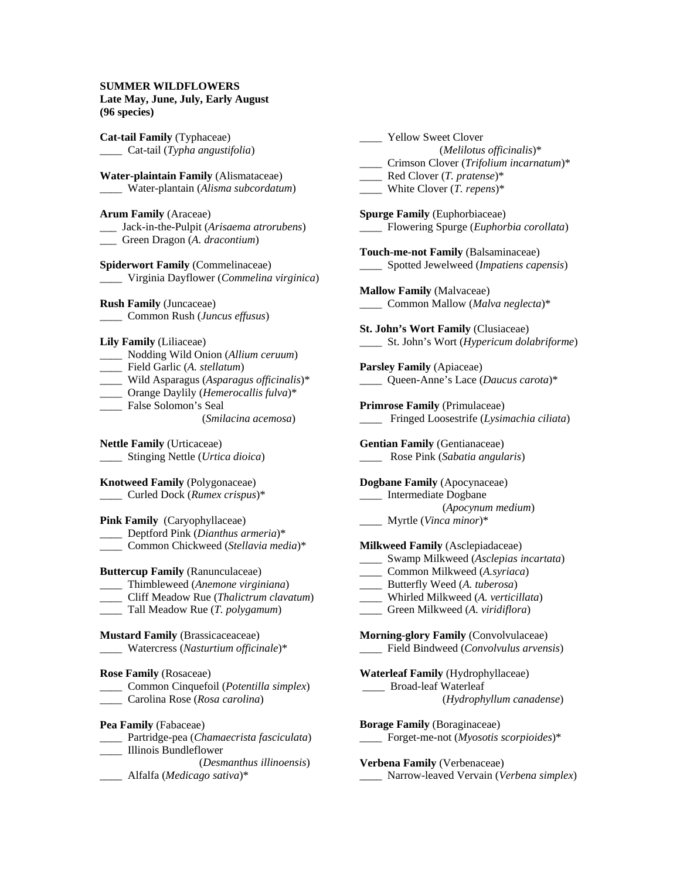**SUMMER WILDFLOWERS**
**Late May, June, July, Early August**
**(96 species)**

**Cat-tail Family** (Typhaceae)
____ Cat-tail (*Typha angustifolia*)

**Water-plaintain Family** (Alismataceae)
____ Water-plantain (*Alisma subcordatum*)

**Arum Family** (Araceae)
___ Jack-in-the-Pulpit (*Arisaema atrorubens*)
___ Green Dragon (*A. dracontium*)

**Spiderwort Family** (Commelinaceae)
____ Virginia Dayflower (*Commelina virginica*)

**Rush Family** (Juncaceae)
____ Common Rush (*Juncus effusus*)

**Lily Family** (Liliaceae)
____ Nodding Wild Onion (*Allium ceruum*)
____ Field Garlic (*A. stellatum*)
____ Wild Asparagus (*Asparagus officinalis*)*
____ Orange Daylily (*Hemerocallis fulva*)*
____ False Solomon's Seal (*Smilacina acemosa*)

**Nettle Family** (Urticaceae)
____ Stinging Nettle (*Urtica dioica*)

**Knotweed Family** (Polygonaceae)
____ Curled Dock (*Rumex crispus*)*

**Pink Family** (Caryophyllaceae)
____ Deptford Pink (*Dianthus armeria*)*
____ Common Chickweed (*Stellavia media*)*

**Buttercup Family** (Ranunculaceae)
____ Thimbleweed (*Anemone virginiana*)
____ Cliff Meadow Rue (*Thalictrum clavatum*)
____ Tall Meadow Rue (*T. polygamum*)

**Mustard Family** (Brassicaceaceae)
____ Watercress (*Nasturtium officinale*)*

**Rose Family** (Rosaceae)
____ Common Cinquefoil (*Potentilla simplex*)
____ Carolina Rose (*Rosa carolina*)

**Pea Family** (Fabaceae)
____ Partridge-pea (*Chamaecrista fasciculata*)
____ Illinois Bundleflower (*Desmanthus illinoensis*)
____ Alfalfa (*Medicago sativa*)*
____ Yellow Sweet Clover (*Melilotus officinalis*)*
____ Crimson Clover (*Trifolium incarnatum*)*
____ Red Clover (*T. pratense*)*
____ White Clover (*T. repens*)*

**Spurge Family** (Euphorbiaceae)
____ Flowering Spurge (*Euphorbia corollata*)

**Touch-me-not Family** (Balsaminaceae)
____ Spotted Jewelweed (*Impatiens capensis*)

**Mallow Family** (Malvaceae)
____ Common Mallow (*Malva neglecta*)*

**St. John's Wort Family** (Clusiaceae)
____ St. John's Wort (*Hypericum dolabriforme*)

**Parsley Family** (Apiaceae)
____ Queen-Anne's Lace (*Daucus carota*)*

**Primrose Family** (Primulaceae)
____ Fringed Loosestrife (*Lysimachia ciliata*)

**Gentian Family** (Gentianaceae)
____ Rose Pink (*Sabatia angularis*)

**Dogbane Family** (Apocynaceae)
____ Intermediate Dogbane (*Apocynum medium*)
____ Myrtle (*Vinca minor*)*

**Milkweed Family** (Asclepiadaceae)
____ Swamp Milkweed (*Asclepias incartata*)
____ Common Milkweed (*A.syriaca*)
____ Butterfly Weed (*A. tuberosa*)
____ Whirled Milkweed (*A. verticillata*)
____ Green Milkweed (*A. viridiflora*)

**Morning-glory Family** (Convolvulaceae)
____ Field Bindweed (*Convolvulus arvensis*)

**Waterleaf Family** (Hydrophyllaceae)
____ Broad-leaf Waterleaf (*Hydrophyllum canadense*)

**Borage Family** (Boraginaceae)
____ Forget-me-not (*Myosotis scorpioides*)*

**Verbena Family** (Verbenaceae)
____ Narrow-leaved Vervain (*Verbena simplex*)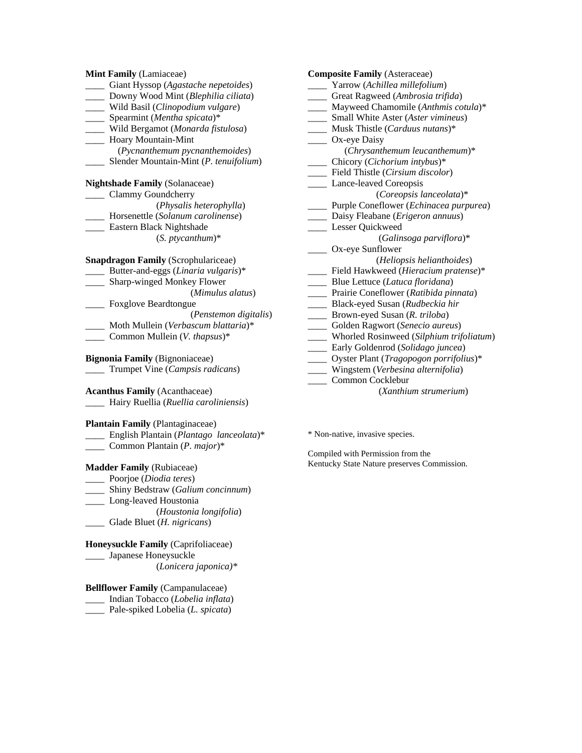**Mint Family** (Lamiaceae)

____ Giant Hyssop (*Agastache nepetoides*)
____ Downy Wood Mint (*Blephilia ciliata*)
____ Wild Basil (*Clinopodium vulgare*)
____ Spearmint (*Mentha spicata*)*
____ Wild Bergamot (*Monarda fistulosa*)
____ Hoary Mountain-Mint (*Pycnanthemum pycnanthemoides*)
____ Slender Mountain-Mint (*P. tenuifolium*)

**Nightshade Family** (Solanaceae)

____ Clammy Goundcherry (*Physalis heterophylla*)
____ Horsenettle (*Solanum carolinense*)
____ Eastern Black Nightshade (*S. ptycanthum*)*

**Snapdragon Family** (Scrophulariceae)

____ Butter-and-eggs (*Linaria vulgaris*)*
____ Sharp-winged Monkey Flower (*Mimulus alatus*)
____ Foxglove Beardtongue (*Penstemon digitalis*)
____ Moth Mullein (*Verbascum blattaria*)*
____ Common Mullein (*V. thapsus*)*

**Bignonia Family** (Bignoniaceae)

____ Trumpet Vine (*Campsis radicans*)

**Acanthus Family** (Acanthaceae)

____ Hairy Ruellia (*Ruellia caroliniensis*)

**Plantain Family** (Plantaginaceae)

____ English Plantain (*Plantago lanceolata*)*
____ Common Plantain (*P. major*)*

**Madder Family** (Rubiaceae)

____ Poorjoe (*Diodia teres*)
____ Shiny Bedstraw (*Galium concinnum*)
____ Long-leaved Houstonia (*Houstonia longifolia*)
____ Glade Bluet (*H. nigricans*)

**Honeysuckle Family** (Caprifoliaceae)

____ Japanese Honeysuckle (*Lonicera japonica)**

**Bellflower Family** (Campanulaceae)

____ Indian Tobacco (*Lobelia inflata*)
____ Pale-spiked Lobelia (*L. spicata*)

**Composite Family** (Asteraceae)

____ Yarrow (*Achillea millefolium*)
____ Great Ragweed (*Ambrosia trifida*)
____ Mayweed Chamomile (*Anthmis cotula*)*
____ Small White Aster (*Aster vimineus*)
____ Musk Thistle (*Carduus nutans*)*
____ Ox-eye Daisy (*Chrysanthemum leucanthemum*)*
____ Chicory (*Cichorium intybus*)*
____ Field Thistle (*Cirsium discolor*)
____ Lance-leaved Coreopsis (*Coreopsis lanceolata*)*
____ Purple Coneflower (*Echinacea purpurea*)
____ Daisy Fleabane (*Erigeron annuus*)
____ Lesser Quickweed (*Galinsoga parviflora*)*
____ Ox-eye Sunflower (*Heliopsis helianthoides*)
____ Field Hawkweed (*Hieracium pratense*)*
____ Blue Lettuce (*Latuca floridana*)
____ Prairie Coneflower (*Ratibida pinnata*)
____ Black-eyed Susan (*Rudbeckia hir*
____ Brown-eyed Susan (*R. triloba*)
____ Golden Ragwort (*Senecio aureus*)
____ Whorled Rosinweed (*Silphium trifoliatum*)
____ Early Goldenrod (*Solidago juncea*)
____ Oyster Plant (*Tragopogon porrifolius*)*
____ Wingstem (*Verbesina alternifolia*)
____ Common Cocklebur (*Xanthium strumerium*)

* Non-native, invasive species.

Compiled with Permission from the Kentucky State Nature preserves Commission.